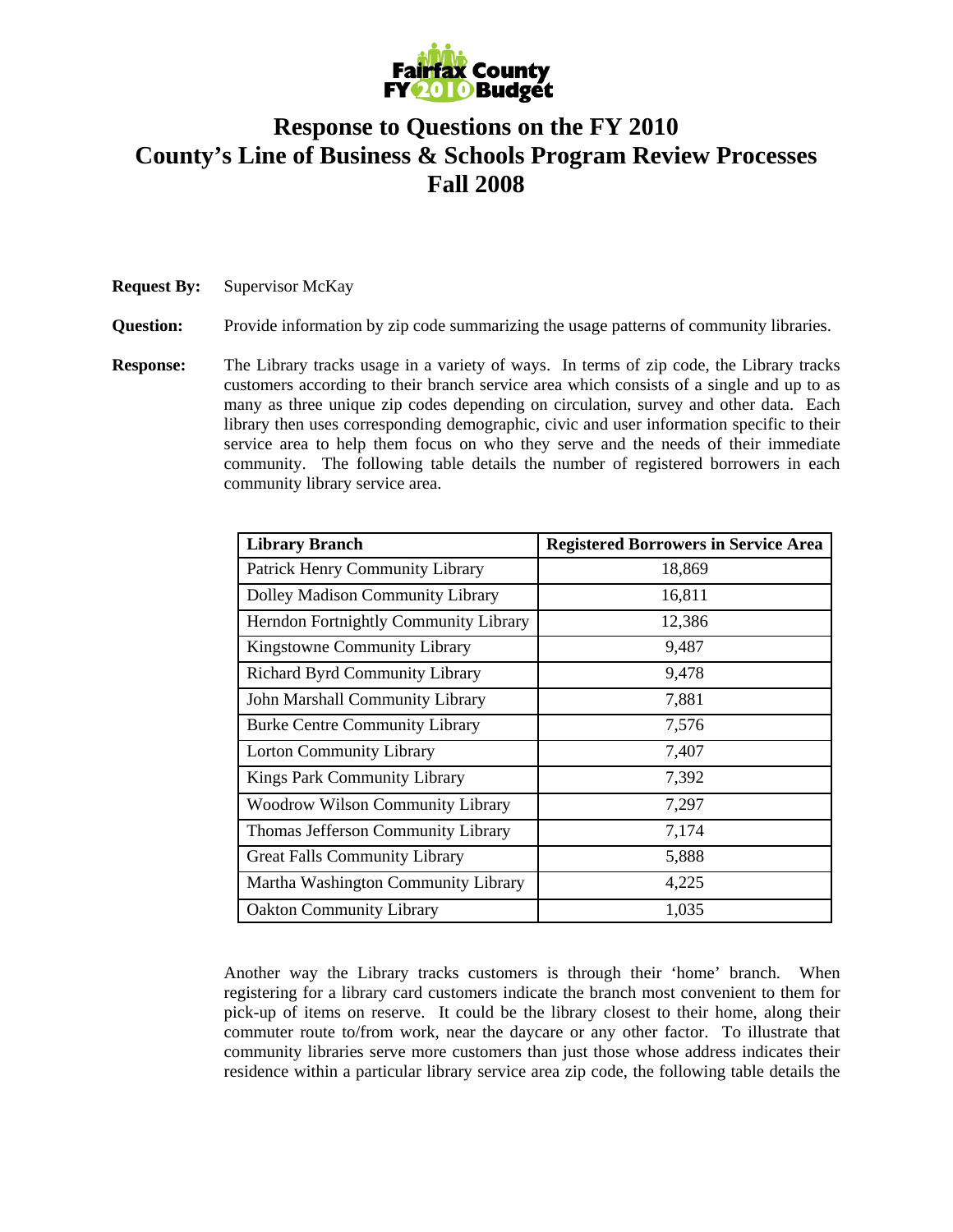Fairfax County FY 2010 Budget

# Response to Questions on the FY 2010 County's Line of Business & Schools Program Review Processes Fall 2008

**Request By:** Supervisor McKay

**Question:** Provide information by zip code summarizing the usage patterns of community libraries.

**Response:** The Library tracks usage in a variety of ways. In terms of zip code, the Library tracks customers according to their branch service area which consists of a single and up to as many as three unique zip codes depending on circulation, survey and other data. Each library then uses corresponding demographic, civic and user information specific to their service area to help them focus on who they serve and the needs of their immediate community. The following table details the number of registered borrowers in each community library service area.

| Library Branch | Registered Borrowers in Service Area |
|---|---|
| Patrick Henry Community Library | 18,869 |
| Dolley Madison Community Library | 16,811 |
| Herndon Fortnightly Community Library | 12,386 |
| Kingstowne Community Library | 9,487 |
| Richard Byrd Community Library | 9,478 |
| John Marshall Community Library | 7,881 |
| Burke Centre Community Library | 7,576 |
| Lorton Community Library | 7,407 |
| Kings Park Community Library | 7,392 |
| Woodrow Wilson Community Library | 7,297 |
| Thomas Jefferson Community Library | 7,174 |
| Great Falls Community Library | 5,888 |
| Martha Washington Community Library | 4,225 |
| Oakton Community Library | 1,035 |

Another way the Library tracks customers is through their 'home' branch. When registering for a library card customers indicate the branch most convenient to them for pick-up of items on reserve. It could be the library closest to their home, along their commuter route to/from work, near the daycare or any other factor. To illustrate that community libraries serve more customers than just those whose address indicates their residence within a particular library service area zip code, the following table details the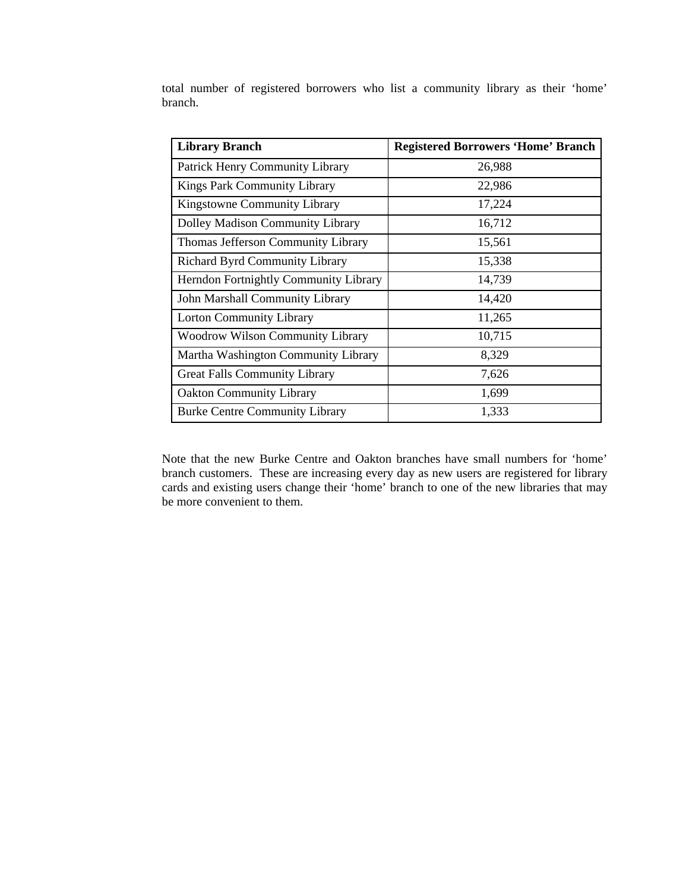total number of registered borrowers who list a community library as their ‘home’ branch.

| Library Branch | Registered Borrowers ‘Home’ Branch |
|---|---|
| Patrick Henry Community Library | 26,988 |
| Kings Park Community Library | 22,986 |
| Kingstowne Community Library | 17,224 |
| Dolley Madison Community Library | 16,712 |
| Thomas Jefferson Community Library | 15,561 |
| Richard Byrd Community Library | 15,338 |
| Herndon Fortnightly Community Library | 14,739 |
| John Marshall Community Library | 14,420 |
| Lorton Community Library | 11,265 |
| Woodrow Wilson Community Library | 10,715 |
| Martha Washington Community Library | 8,329 |
| Great Falls Community Library | 7,626 |
| Oakton Community Library | 1,699 |
| Burke Centre Community Library | 1,333 |

Note that the new Burke Centre and Oakton branches have small numbers for ‘home’ branch customers. These are increasing every day as new users are registered for library cards and existing users change their ‘home’ branch to one of the new libraries that may be more convenient to them.